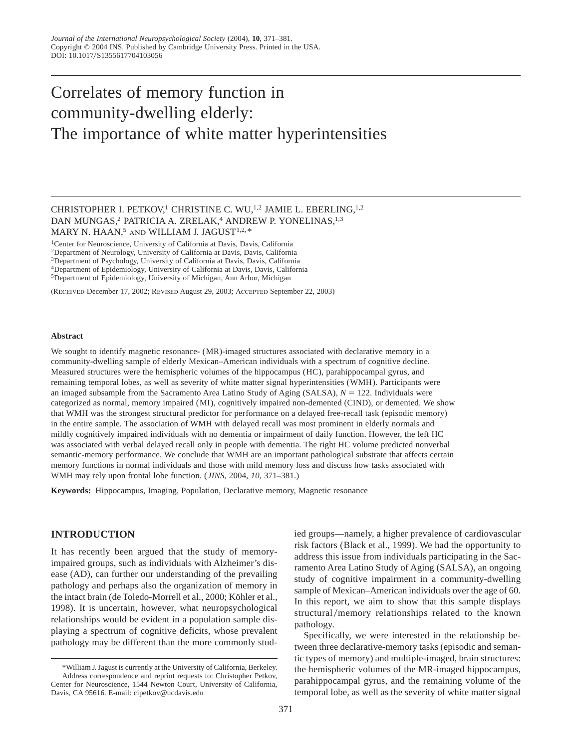# Correlates of memory function in community-dwelling elderly: The importance of white matter hyperintensities

CHRISTOPHER I. PETKOV,[1] CHRISTINE C. WU,[1,2] JAMIE L. EBERLING,[1,2] DAN MUNGAS,[2] PATRICIA A. ZRELAK,[4] ANDREW P. YONELINAS,[1,3] MARY N. HAAN,[5] AND WILLIAM J. JAGUST[1,2,*]

[1]Center for Neuroscience, University of California at Davis, Davis, California
[2]Department of Neurology, University of California at Davis, Davis, California
[3]Department of Psychology, University of California at Davis, Davis, California
[4]Department of Epidemiology, University of California at Davis, Davis, California
[5]Department of Epidemiology, University of Michigan, Ann Arbor, Michigan

(Received December 17, 2002; Revised August 29, 2003; Accepted September 22, 2003)

#### Abstract

We sought to identify magnetic resonance- (MR)-imaged structures associated with declarative memory in a community-dwelling sample of elderly Mexican–American individuals with a spectrum of cognitive decline. Measured structures were the hemispheric volumes of the hippocampus (HC), parahippocampal gyrus, and remaining temporal lobes, as well as severity of white matter signal hyperintensities (WMH). Participants were an imaged subsample from the Sacramento Area Latino Study of Aging (SALSA), $N = 122$. Individuals were categorized as normal, memory impaired (MI), cognitively impaired non-demented (CIND), or demented. We show that WMH was the strongest structural predictor for performance on a delayed free-recall task (episodic memory) in the entire sample. The association of WMH with delayed recall was most prominent in elderly normals and mildly cognitively impaired individuals with no dementia or impairment of daily function. However, the left HC was associated with verbal delayed recall only in people with dementia. The right HC volume predicted nonverbal semantic-memory performance. We conclude that WMH are an important pathological substrate that affects certain memory functions in normal individuals and those with mild memory loss and discuss how tasks associated with WMH may rely upon frontal lobe function. (*JINS*, 2004, *10*, 371–381.)

**Keywords:** Hippocampus, Imaging, Population, Declarative memory, Magnetic resonance

## INTRODUCTION

It has recently been argued that the study of memory-impaired groups, such as individuals with Alzheimer's disease (AD), can further our understanding of the prevailing pathology and perhaps also the organization of memory in the intact brain (de Toledo-Morrell et al., 2000; Köhler et al., 1998). It is uncertain, however, what neuropsychological relationships would be evident in a population sample displaying a spectrum of cognitive deficits, whose prevalent pathology may be different than the more commonly studied groups—namely, a higher prevalence of cardiovascular risk factors (Black et al., 1999). We had the opportunity to address this issue from individuals participating in the Sacramento Area Latino Study of Aging (SALSA), an ongoing study of cognitive impairment in a community-dwelling sample of Mexican–American individuals over the age of 60. In this report, we aim to show that this sample displays structural/memory relationships related to the known pathology.

Specifically, we were interested in the relationship between three declarative-memory tasks (episodic and semantic types of memory) and multiple-imaged, brain structures: the hemispheric volumes of the MR-imaged hippocampus, parahippocampal gyrus, and the remaining volume of the temporal lobe, as well as the severity of white matter signal

*William J. Jagust is currently at the University of California, Berkeley.
Address correspondence and reprint requests to: Christopher Petkov, Center for Neuroscience, 1544 Newton Court, University of California, Davis, CA 95616. E-mail: cipetkov@ucdavis.edu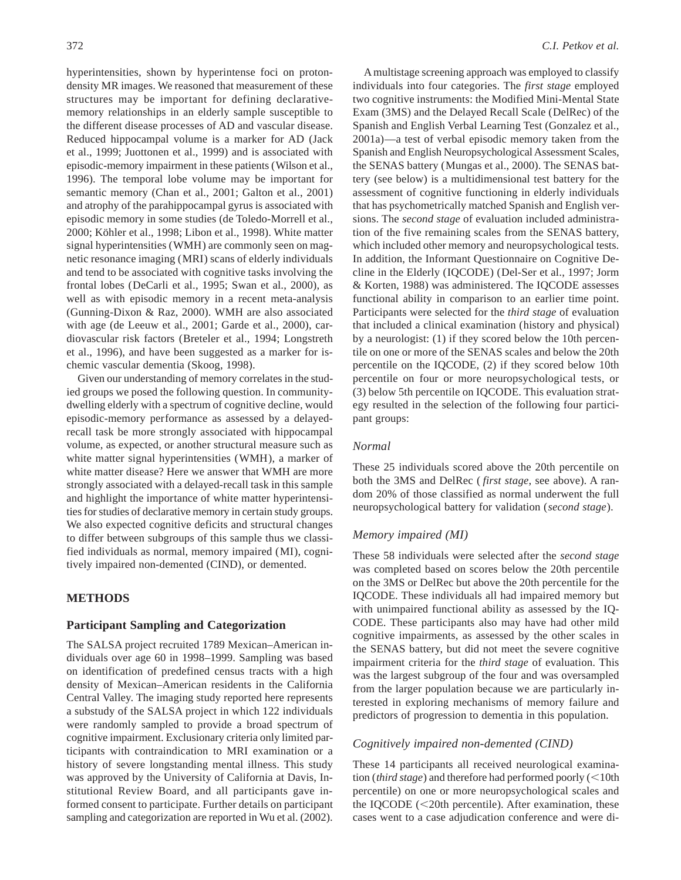hyperintensities, shown by hyperintense foci on proton-density MR images. We reasoned that measurement of these structures may be important for defining declarative-memory relationships in an elderly sample susceptible to the different disease processes of AD and vascular disease. Reduced hippocampal volume is a marker for AD (Jack et al., 1999; Juottonen et al., 1999) and is associated with episodic-memory impairment in these patients (Wilson et al., 1996). The temporal lobe volume may be important for semantic memory (Chan et al., 2001; Galton et al., 2001) and atrophy of the parahippocampal gyrus is associated with episodic memory in some studies (de Toledo-Morrell et al., 2000; Köhler et al., 1998; Libon et al., 1998). White matter signal hyperintensities (WMH) are commonly seen on magnetic resonance imaging (MRI) scans of elderly individuals and tend to be associated with cognitive tasks involving the frontal lobes (DeCarli et al., 1995; Swan et al., 2000), as well as with episodic memory in a recent meta-analysis (Gunning-Dixon & Raz, 2000). WMH are also associated with age (de Leeuw et al., 2001; Garde et al., 2000), cardiovascular risk factors (Breteler et al., 1994; Longstreth et al., 1996), and have been suggested as a marker for ischemic vascular dementia (Skoog, 1998).

Given our understanding of memory correlates in the studied groups we posed the following question. In community-dwelling elderly with a spectrum of cognitive decline, would episodic-memory performance as assessed by a delayed-recall task be more strongly associated with hippocampal volume, as expected, or another structural measure such as white matter signal hyperintensities (WMH), a marker of white matter disease? Here we answer that WMH are more strongly associated with a delayed-recall task in this sample and highlight the importance of white matter hyperintensities for studies of declarative memory in certain study groups. We also expected cognitive deficits and structural changes to differ between subgroups of this sample thus we classified individuals as normal, memory impaired (MI), cognitively impaired non-demented (CIND), or demented.

## METHODS

### Participant Sampling and Categorization

The SALSA project recruited 1789 Mexican–American individuals over age 60 in 1998–1999. Sampling was based on identification of predefined census tracts with a high density of Mexican–American residents in the California Central Valley. The imaging study reported here represents a substudy of the SALSA project in which 122 individuals were randomly sampled to provide a broad spectrum of cognitive impairment. Exclusionary criteria only limited participants with contraindication to MRI examination or a history of severe longstanding mental illness. This study was approved by the University of California at Davis, Institutional Review Board, and all participants gave informed consent to participate. Further details on participant sampling and categorization are reported in Wu et al. (2002).

A multistage screening approach was employed to classify individuals into four categories. The *first stage* employed two cognitive instruments: the Modified Mini-Mental State Exam (3MS) and the Delayed Recall Scale (DelRec) of the Spanish and English Verbal Learning Test (Gonzalez et al., 2001a)—a test of verbal episodic memory taken from the Spanish and English Neuropsychological Assessment Scales, the SENAS battery (Mungas et al., 2000). The SENAS battery (see below) is a multidimensional test battery for the assessment of cognitive functioning in elderly individuals that has psychometrically matched Spanish and English versions. The *second stage* of evaluation included administration of the five remaining scales from the SENAS battery, which included other memory and neuropsychological tests. In addition, the Informant Questionnaire on Cognitive Decline in the Elderly (IQCODE) (Del-Ser et al., 1997; Jorm & Korten, 1988) was administered. The IQCODE assesses functional ability in comparison to an earlier time point. Participants were selected for the *third stage* of evaluation that included a clinical examination (history and physical) by a neurologist: (1) if they scored below the 10th percentile on one or more of the SENAS scales and below the 20th percentile on the IQCODE, (2) if they scored below 10th percentile on four or more neuropsychological tests, or (3) below 5th percentile on IQCODE. This evaluation strategy resulted in the selection of the following four participant groups:

#### *Normal*

These 25 individuals scored above the 20th percentile on both the 3MS and DelRec ( *first stage*, see above). A random 20% of those classified as normal underwent the full neuropsychological battery for validation (*second stage*).

#### *Memory impaired (MI)*

These 58 individuals were selected after the *second stage* was completed based on scores below the 20th percentile on the 3MS or DelRec but above the 20th percentile for the IQCODE. These individuals all had impaired memory but with unimpaired functional ability as assessed by the IQCODE. These participants also may have had other mild cognitive impairments, as assessed by the other scales in the SENAS battery, but did not meet the severe cognitive impairment criteria for the *third stage* of evaluation. This was the largest subgroup of the four and was oversampled from the larger population because we are particularly interested in exploring mechanisms of memory failure and predictors of progression to dementia in this population.

#### *Cognitively impaired non-demented (CIND)*

These 14 participants all received neurological examination (*third stage*) and therefore had performed poorly (<10th percentile) on one or more neuropsychological scales and the IQCODE (<20th percentile). After examination, these cases went to a case adjudication conference and were di-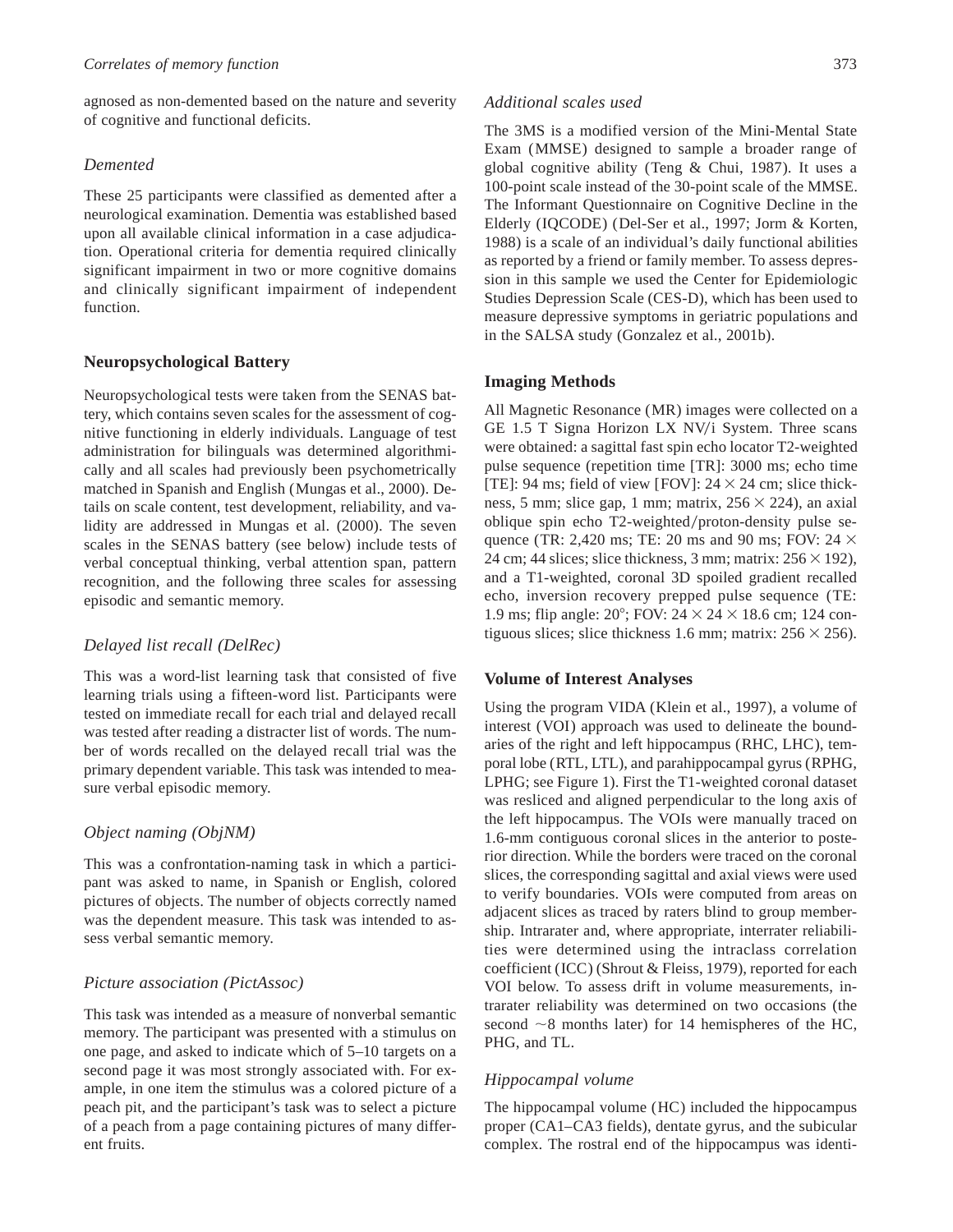agnosed as non-demented based on the nature and severity of cognitive and functional deficits.

### *Demented*

These 25 participants were classified as demented after a neurological examination. Dementia was established based upon all available clinical information in a case adjudication. Operational criteria for dementia required clinically significant impairment in two or more cognitive domains and clinically significant impairment of independent function.

## Neuropsychological Battery

Neuropsychological tests were taken from the SENAS battery, which contains seven scales for the assessment of cognitive functioning in elderly individuals. Language of test administration for bilinguals was determined algorithmically and all scales had previously been psychometrically matched in Spanish and English (Mungas et al., 2000). Details on scale content, test development, reliability, and validity are addressed in Mungas et al. (2000). The seven scales in the SENAS battery (see below) include tests of verbal conceptual thinking, verbal attention span, pattern recognition, and the following three scales for assessing episodic and semantic memory.

### *Delayed list recall (DelRec)*

This was a word-list learning task that consisted of five learning trials using a fifteen-word list. Participants were tested on immediate recall for each trial and delayed recall was tested after reading a distracter list of words. The number of words recalled on the delayed recall trial was the primary dependent variable. This task was intended to measure verbal episodic memory.

### *Object naming (ObjNM)*

This was a confrontation-naming task in which a participant was asked to name, in Spanish or English, colored pictures of objects. The number of objects correctly named was the dependent measure. This task was intended to assess verbal semantic memory.

### *Picture association (PictAssoc)*

This task was intended as a measure of nonverbal semantic memory. The participant was presented with a stimulus on one page, and asked to indicate which of 5–10 targets on a second page it was most strongly associated with. For example, in one item the stimulus was a colored picture of a peach pit, and the participant's task was to select a picture of a peach from a page containing pictures of many different fruits.

### *Additional scales used*

The 3MS is a modified version of the Mini-Mental State Exam (MMSE) designed to sample a broader range of global cognitive ability (Teng & Chui, 1987). It uses a 100-point scale instead of the 30-point scale of the MMSE. The Informant Questionnaire on Cognitive Decline in the Elderly (IQCODE) (Del-Ser et al., 1997; Jorm & Korten, 1988) is a scale of an individual's daily functional abilities as reported by a friend or family member. To assess depression in this sample we used the Center for Epidemiologic Studies Depression Scale (CES-D), which has been used to measure depressive symptoms in geriatric populations and in the SALSA study (Gonzalez et al., 2001b).

## Imaging Methods

All Magnetic Resonance (MR) images were collected on a GE 1.5 T Signa Horizon LX NV/i System. Three scans were obtained: a sagittal fast spin echo locator T2-weighted pulse sequence (repetition time [TR]: 3000 ms; echo time [TE]: 94 ms; field of view [FOV]: $24 \times 24$ cm; slice thickness, 5 mm; slice gap, 1 mm; matrix, $256 \times 224$), an axial oblique spin echo T2-weighted/proton-density pulse sequence (TR: 2,420 ms; TE: 20 ms and 90 ms; FOV: $24 \times 24$ cm; 44 slices; slice thickness, 3 mm; matrix: $256 \times 192$), and a T1-weighted, coronal 3D spoiled gradient recalled echo, inversion recovery prepped pulse sequence (TE: 1.9 ms; flip angle: 20°; FOV: $24 \times 24 \times 18.6$ cm; 124 contiguous slices; slice thickness 1.6 mm; matrix: $256 \times 256$).

## Volume of Interest Analyses

Using the program VIDA (Klein et al., 1997), a volume of interest (VOI) approach was used to delineate the boundaries of the right and left hippocampus (RHC, LHC), temporal lobe (RTL, LTL), and parahippocampal gyrus (RPHG, LPHG; see Figure 1). First the T1-weighted coronal dataset was resliced and aligned perpendicular to the long axis of the left hippocampus. The VOIs were manually traced on 1.6-mm contiguous coronal slices in the anterior to posterior direction. While the borders were traced on the coronal slices, the corresponding sagittal and axial views were used to verify boundaries. VOIs were computed from areas on adjacent slices as traced by raters blind to group membership. Intrarater and, where appropriate, interrater reliabilities were determined using the intraclass correlation coefficient (ICC) (Shrout & Fleiss, 1979), reported for each VOI below. To assess drift in volume measurements, intrarater reliability was determined on two occasions (the second ~8 months later) for 14 hemispheres of the HC, PHG, and TL.

### *Hippocampal volume*

The hippocampal volume (HC) included the hippocampus proper (CA1–CA3 fields), dentate gyrus, and the subicular complex. The rostral end of the hippocampus was identi-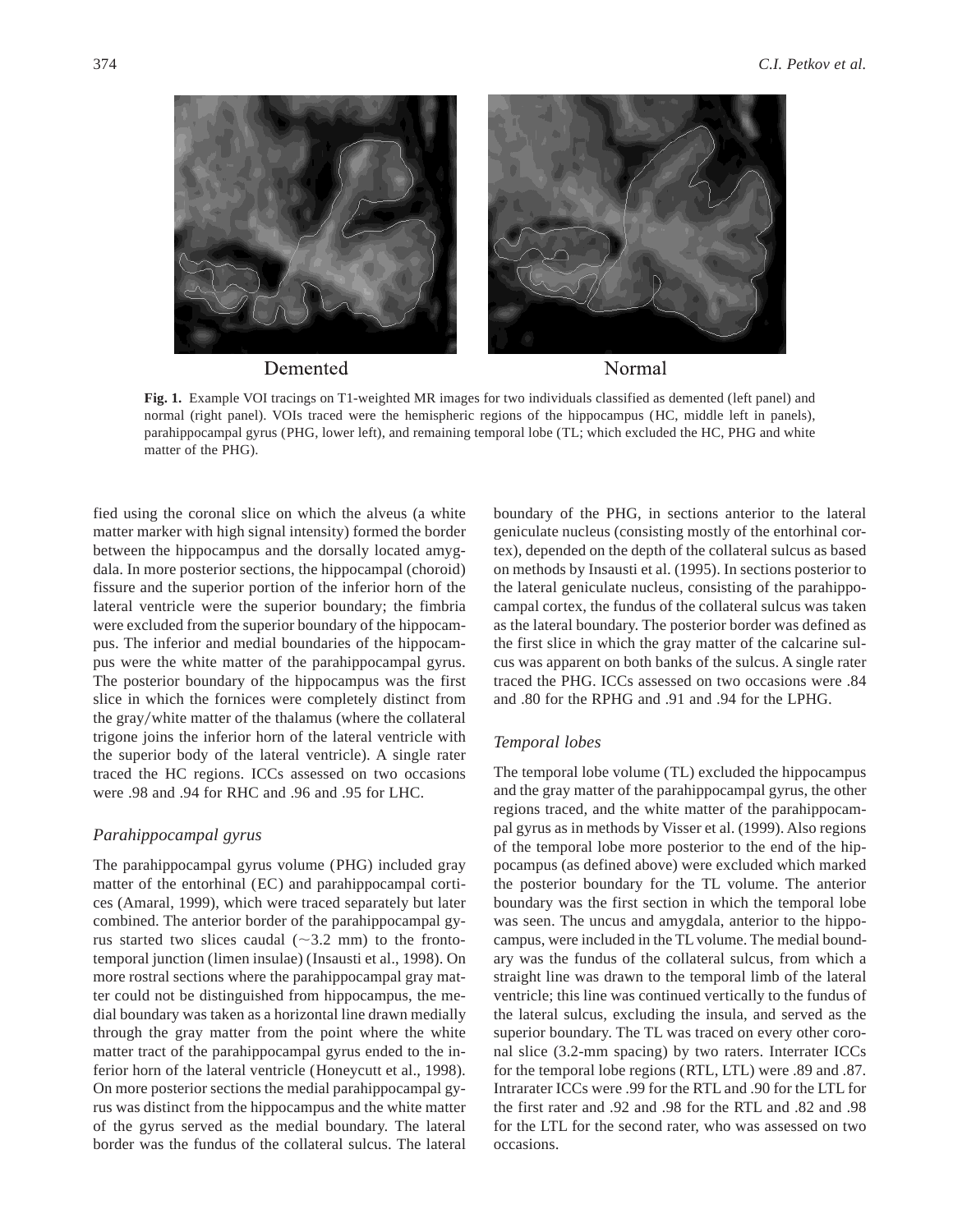Demented Normal

**Fig. 1.** Example VOI tracings on T1-weighted MR images for two individuals classified as demented (left panel) and normal (right panel). VOIs traced were the hemispheric regions of the hippocampus (HC, middle left in panels), parahippocampal gyrus (PHG, lower left), and remaining temporal lobe (TL; which excluded the HC, PHG and white matter of the PHG).

fied using the coronal slice on which the alveus (a white matter marker with high signal intensity) formed the border between the hippocampus and the dorsally located amygdala. In more posterior sections, the hippocampal (choroid) fissure and the superior portion of the inferior horn of the lateral ventricle were the superior boundary; the fimbria were excluded from the superior boundary of the hippocampus. The inferior and medial boundaries of the hippocampus were the white matter of the parahippocampal gyrus. The posterior boundary of the hippocampus was the first slice in which the fornices were completely distinct from the gray/white matter of the thalamus (where the collateral trigone joins the inferior horn of the lateral ventricle with the superior body of the lateral ventricle). A single rater traced the HC regions. ICCs assessed on two occasions were .98 and .94 for RHC and .96 and .95 for LHC.

### *Parahippocampal gyrus*

The parahippocampal gyrus volume (PHG) included gray matter of the entorhinal (EC) and parahippocampal cortices (Amaral, 1999), which were traced separately but later combined. The anterior border of the parahippocampal gyrus started two slices caudal (~3.2 mm) to the frontotemporal junction (limen insulae) (Insausti et al., 1998). On more rostral sections where the parahippocampal gray matter could not be distinguished from hippocampus, the medial boundary was taken as a horizontal line drawn medially through the gray matter from the point where the white matter tract of the parahippocampal gyrus ended to the inferior horn of the lateral ventricle (Honeycutt et al., 1998). On more posterior sections the medial parahippocampal gyrus was distinct from the hippocampus and the white matter of the gyrus served as the medial boundary. The lateral border was the fundus of the collateral sulcus. The lateral boundary of the PHG, in sections anterior to the lateral geniculate nucleus (consisting mostly of the entorhinal cortex), depended on the depth of the collateral sulcus as based on methods by Insausti et al. (1995). In sections posterior to the lateral geniculate nucleus, consisting of the parahippocampal cortex, the fundus of the collateral sulcus was taken as the lateral boundary. The posterior border was defined as the first slice in which the gray matter of the calcarine sulcus was apparent on both banks of the sulcus. A single rater traced the PHG. ICCs assessed on two occasions were .84 and .80 for the RPHG and .91 and .94 for the LPHG.

### *Temporal lobes*

The temporal lobe volume (TL) excluded the hippocampus and the gray matter of the parahippocampal gyrus, the other regions traced, and the white matter of the parahippocampal gyrus as in methods by Visser et al. (1999). Also regions of the temporal lobe more posterior to the end of the hippocampus (as defined above) were excluded which marked the posterior boundary for the TL volume. The anterior boundary was the first section in which the temporal lobe was seen. The uncus and amygdala, anterior to the hippocampus, were included in the TL volume. The medial boundary was the fundus of the collateral sulcus, from which a straight line was drawn to the temporal limb of the lateral ventricle; this line was continued vertically to the fundus of the lateral sulcus, excluding the insula, and served as the superior boundary. The TL was traced on every other coronal slice (3.2-mm spacing) by two raters. Interrater ICCs for the temporal lobe regions (RTL, LTL) were .89 and .87. Intrarater ICCs were .99 for the RTL and .90 for the LTL for the first rater and .92 and .98 for the RTL and .82 and .98 for the LTL for the second rater, who was assessed on two occasions.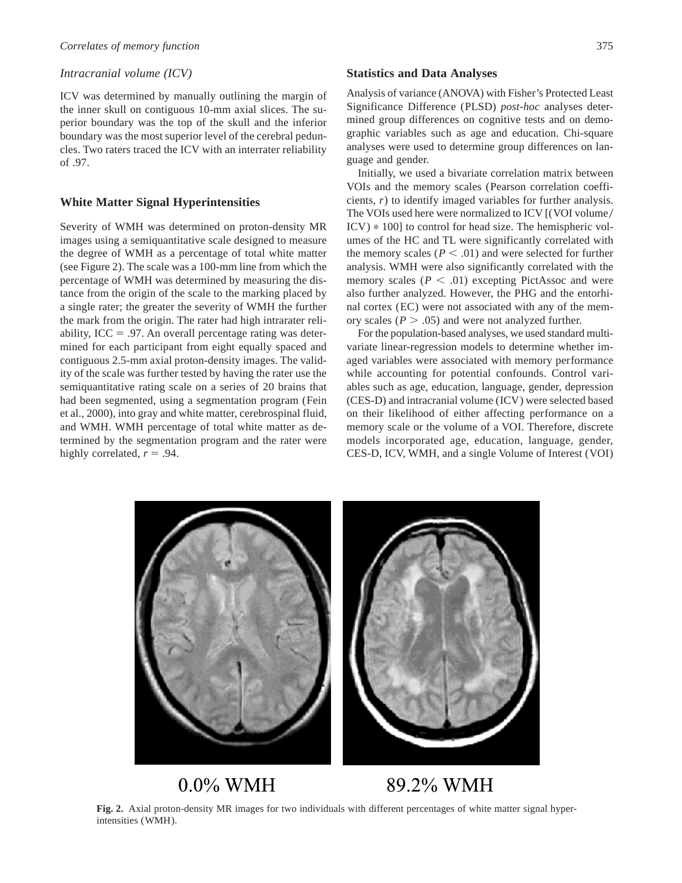### Intracranial volume (ICV)

ICV was determined by manually outlining the margin of the inner skull on contiguous 10-mm axial slices. The superior boundary was the top of the skull and the inferior boundary was the most superior level of the cerebral peduncles. Two raters traced the ICV with an interrater reliability of .97.

## White Matter Signal Hyperintensities

Severity of WMH was determined on proton-density MR images using a semiquantitative scale designed to measure the degree of WMH as a percentage of total white matter (see Figure 2). The scale was a 100-mm line from which the percentage of WMH was determined by measuring the distance from the origin of the scale to the marking placed by a single rater; the greater the severity of WMH the further the mark from the origin. The rater had high intrarater reliability, ICC = .97. An overall percentage rating was determined for each participant from eight equally spaced and contiguous 2.5-mm axial proton-density images. The validity of the scale was further tested by having the rater use the semiquantitative rating scale on a series of 20 brains that had been segmented, using a segmentation program (Fein et al., 2000), into gray and white matter, cerebrospinal fluid, and WMH. WMH percentage of total white matter as determined by the segmentation program and the rater were highly correlated, $r = .94$.

## Statistics and Data Analyses

Analysis of variance (ANOVA) with Fisher's Protected Least Significance Difference (PLSD) *post-hoc* analyses determined group differences on cognitive tests and on demographic variables such as age and education. Chi-square analyses were used to determine group differences on language and gender.

Initially, we used a bivariate correlation matrix between VOIs and the memory scales (Pearson correlation coefficients, $r$) to identify imaged variables for further analysis. The VOIs used here were normalized to ICV [(VOI volume/ICV) $*$ 100] to control for head size. The hemispheric volumes of the HC and TL were significantly correlated with the memory scales ($P < .01$) and were selected for further analysis. WMH were also significantly correlated with the memory scales ($P < .01$) excepting PictAssoc and were also further analyzed. However, the PHG and the entorhinal cortex (EC) were not associated with any of the memory scales ($P > .05$) and were not analyzed further.

For the population-based analyses, we used standard multivariate linear-regression models to determine whether imaged variables were associated with memory performance while accounting for potential confounds. Control variables such as age, education, language, gender, depression (CES-D) and intracranial volume (ICV) were selected based on their likelihood of either affecting performance on a memory scale or the volume of a VOI. Therefore, discrete models incorporated age, education, language, gender, CES-D, ICV, WMH, and a single Volume of Interest (VOI)

0.0% WMH    89.2% WMH

**Fig. 2.** Axial proton-density MR images for two individuals with different percentages of white matter signal hyperintensities (WMH).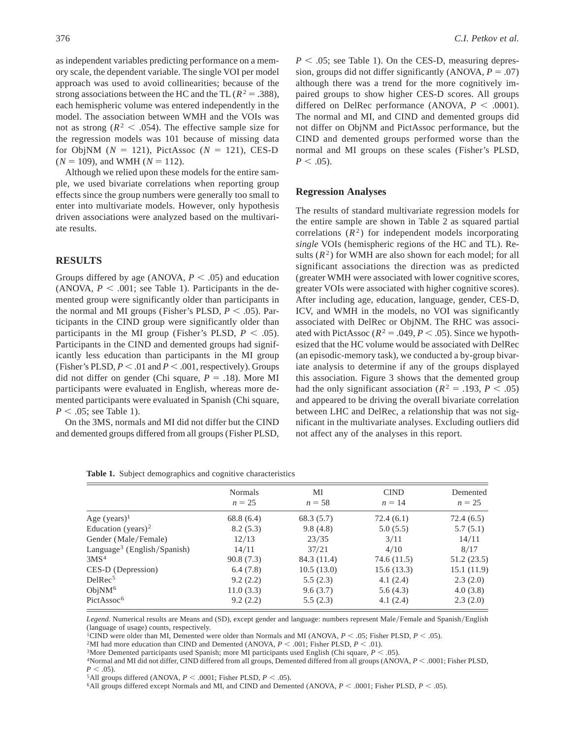as independent variables predicting performance on a memory scale, the dependent variable. The single VOI per model approach was used to avoid collinearities; because of the strong associations between the HC and the TL ($R^2 = .388$), each hemispheric volume was entered independently in the model. The association between WMH and the VOIs was not as strong ($R^2 < .054$). The effective sample size for the regression models was 101 because of missing data for ObjNM ($N = 121$), PictAssoc ($N = 121$), CES-D ($N = 109$), and WMH ($N = 112$).

Although we relied upon these models for the entire sample, we used bivariate correlations when reporting group effects since the group numbers were generally too small to enter into multivariate models. However, only hypothesis driven associations were analyzed based on the multivariate results.

## RESULTS

Groups differed by age (ANOVA, $P < .05$) and education (ANOVA, $P < .001$; see Table 1). Participants in the demented group were significantly older than participants in the normal and MI groups (Fisher's PLSD, $P < .05$). Participants in the CIND group were significantly older than participants in the MI group (Fisher's PLSD, $P < .05$). Participants in the CIND and demented groups had significantly less education than participants in the MI group (Fisher's PLSD, $P < .01$ and $P < .001$, respectively). Groups did not differ on gender (Chi square, $P = .18$). More MI participants were evaluated in English, whereas more demented participants were evaluated in Spanish (Chi square, $P < .05$; see Table 1).

On the 3MS, normals and MI did not differ but the CIND and demented groups differed from all groups (Fisher PLSD, $P < .05$; see Table 1). On the CES-D, measuring depression, groups did not differ significantly (ANOVA, $P = .07$) although there was a trend for the more cognitively impaired groups to show higher CES-D scores. All groups differed on DelRec performance (ANOVA, $P < .0001$). The normal and MI, and CIND and demented groups did not differ on ObjNM and PictAssoc performance, but the CIND and demented groups performed worse than the normal and MI groups on these scales (Fisher's PLSD, $P < .05$).

### Regression Analyses

The results of standard multivariate regression models for the entire sample are shown in Table 2 as squared partial correlations ($R^2$) for independent models incorporating *single* VOIs (hemispheric regions of the HC and TL). Results ($R^2$) for WMH are also shown for each model; for all significant associations the direction was as predicted (greater WMH were associated with lower cognitive scores, greater VOIs were associated with higher cognitive scores). After including age, education, language, gender, CES-D, ICV, and WMH in the models, no VOI was significantly associated with DelRec or ObjNM. The RHC was associated with PictAssoc ($R^2 = .049$, $P < .05$). Since we hypothesized that the HC volume would be associated with DelRec (an episodic-memory task), we conducted a by-group bivariate analysis to determine if any of the groups displayed this association. Figure 3 shows that the demented group had the only significant association ($R^2 = .193$, $P < .05$) and appeared to be driving the overall bivariate correlation between LHC and DelRec, a relationship that was not significant in the multivariate analyses. Excluding outliers did not affect any of the analyses in this report.

**Table 1.** Subject demographics and cognitive characteristics

| | Normals $n = 25$ | MI $n = 58$ | CIND $n = 14$ | Demented $n = 25$ |
|---|---|---|---|---|
| Age (years)[1] | 68.8 (6.4) | 68.3 (5.7) | 72.4 (6.1) | 72.4 (6.5) |
| Education (years)[2] | 8.2 (5.3) | 9.8 (4.8) | 5.0 (5.5) | 5.7 (5.1) |
| Gender (Male/Female) | 12/13 | 23/35 | 3/11 | 14/11 |
| Language[3] (English/Spanish) | 14/11 | 37/21 | 4/10 | 8/17 |
| 3MS[4] | 90.8 (7.3) | 84.3 (11.4) | 74.6 (11.5) | 51.2 (23.5) |
| CES-D (Depression) | 6.4 (7.8) | 10.5 (13.0) | 15.6 (13.3) | 15.1 (11.9) |
| DelRec[5] | 9.2 (2.2) | 5.5 (2.3) | 4.1 (2.4) | 2.3 (2.0) |
| ObjNM[6] | 11.0 (3.3) | 9.6 (3.7) | 5.6 (4.3) | 4.0 (3.8) |
| PictAssoc[6] | 9.2 (2.2) | 5.5 (2.3) | 4.1 (2.4) | 2.3 (2.0) |

*Legend.* Numerical results are Means and (SD), except gender and language: numbers represent Male/Female and Spanish/English (language of usage) counts, respectively.

[1]CIND were older than MI, Demented were older than Normals and MI (ANOVA, $P < .05$; Fisher PLSD, $P < .05$).

[2]MI had more education than CIND and Demented (ANOVA, $P < .001$; Fisher PLSD, $P < .01$).

[3]More Demented participants used Spanish; more MI participants used English (Chi square, $P < .05$).

[4]Normal and MI did not differ, CIND differed from all groups, Demented differed from all groups (ANOVA, $P < .0001$; Fisher PLSD, $P < .05$).

[5]All groups differed (ANOVA, $P < .0001$; Fisher PLSD, $P < .05$).

[6]All groups differed except Normals and MI, and CIND and Demented (ANOVA, $P < .0001$; Fisher PLSD, $P < .05$).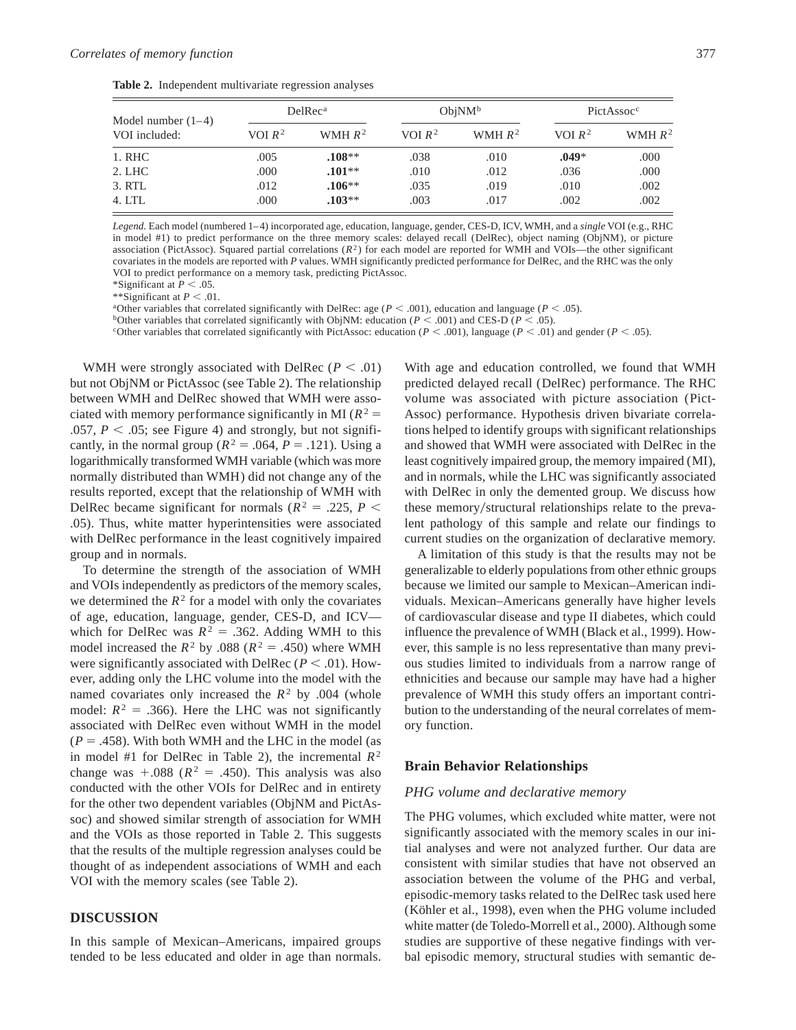**Table 2.** Independent multivariate regression analyses

| Model number (1–4) VOI included: | DelRec[a] | | ObjNM[b] | | PictAssoc[c] | |
|---|---|---|---|---|---|---|
| | VOI $R^2$ | WMH $R^2$ | VOI $R^2$ | WMH $R^2$ | VOI $R^2$ | WMH $R^2$ |
| 1. RHC | .005 | **.108**** | .038 | .010 | **.049*** | .000 |
| 2. LHC | .000 | **.101**** | .010 | .012 | .036 | .000 |
| 3. RTL | .012 | **.106**** | .035 | .019 | .010 | .002 |
| 4. LTL | .000 | **.103**** | .003 | .017 | .002 | .002 |

*Legend.* Each model (numbered 1–4) incorporated age, education, language, gender, CES-D, ICV, WMH, and a *single* VOI (e.g., RHC in model #1) to predict performance on the three memory scales: delayed recall (DelRec), object naming (ObjNM), or picture association (PictAssoc). Squared partial correlations ($R^2$) for each model are reported for WMH and VOIs—the other significant covariates in the models are reported with *P* values. WMH significantly predicted performance for DelRec, and the RHC was the only VOI to predict performance on a memory task, predicting PictAssoc.

*Significant at $P < .05$.

**Significant at $P < .01$.

[a]Other variables that correlated significantly with DelRec: age ($P < .001$), education and language ($P < .05$).

[b]Other variables that correlated significantly with ObjNM: education ($P < .001$) and CES-D ($P < .05$).

[c]Other variables that correlated significantly with PictAssoc: education ($P < .001$), language ($P < .01$) and gender ($P < .05$).

WMH were strongly associated with DelRec ($P < .01$) but not ObjNM or PictAssoc (see Table 2). The relationship between WMH and DelRec showed that WMH were associated with memory performance significantly in MI ($R^2 = .057$, $P < .05$; see Figure 4) and strongly, but not significantly, in the normal group ($R^2 = .064$, $P = .121$). Using a logarithmically transformed WMH variable (which was more normally distributed than WMH) did not change any of the results reported, except that the relationship of WMH with DelRec became significant for normals ($R^2 = .225$, $P < .05$). Thus, white matter hyperintensities were associated with DelRec performance in the least cognitively impaired group and in normals.

To determine the strength of the association of WMH and VOIs independently as predictors of the memory scales, we determined the $R^2$ for a model with only the covariates of age, education, language, gender, CES-D, and ICV—which for DelRec was $R^2 = .362$. Adding WMH to this model increased the $R^2$ by .088 ($R^2 = .450$) where WMH were significantly associated with DelRec ($P < .01$). However, adding only the LHC volume into the model with the named covariates only increased the $R^2$ by .004 (whole model: $R^2 = .366$). Here the LHC was not significantly associated with DelRec even without WMH in the model ($P = .458$). With both WMH and the LHC in the model (as in model #1 for DelRec in Table 2), the incremental $R^2$ change was $+.088$ ($R^2 = .450$). This analysis was also conducted with the other VOIs for DelRec and in entirety for the other two dependent variables (ObjNM and PictAssoc) and showed similar strength of association for WMH and the VOIs as those reported in Table 2. This suggests that the results of the multiple regression analyses could be thought of as independent associations of WMH and each VOI with the memory scales (see Table 2).

## DISCUSSION

In this sample of Mexican–Americans, impaired groups tended to be less educated and older in age than normals. With age and education controlled, we found that WMH predicted delayed recall (DelRec) performance. The RHC volume was associated with picture association (PictAssoc) performance. Hypothesis driven bivariate correlations helped to identify groups with significant relationships and showed that WMH were associated with DelRec in the least cognitively impaired group, the memory impaired (MI), and in normals, while the LHC was significantly associated with DelRec in only the demented group. We discuss how these memory/structural relationships relate to the prevalent pathology of this sample and relate our findings to current studies on the organization of declarative memory.

A limitation of this study is that the results may not be generalizable to elderly populations from other ethnic groups because we limited our sample to Mexican–American individuals. Mexican–Americans generally have higher levels of cardiovascular disease and type II diabetes, which could influence the prevalence of WMH (Black et al., 1999). However, this sample is no less representative than many previous studies limited to individuals from a narrow range of ethnicities and because our sample may have had a higher prevalence of WMH this study offers an important contribution to the understanding of the neural correlates of memory function.

## Brain Behavior Relationships

### *PHG volume and declarative memory*

The PHG volumes, which excluded white matter, were not significantly associated with the memory scales in our initial analyses and were not analyzed further. Our data are consistent with similar studies that have not observed an association between the volume of the PHG and verbal, episodic-memory tasks related to the DelRec task used here (Köhler et al., 1998), even when the PHG volume included white matter (de Toledo-Morrell et al., 2000). Although some studies are supportive of these negative findings with verbal episodic memory, structural studies with semantic de-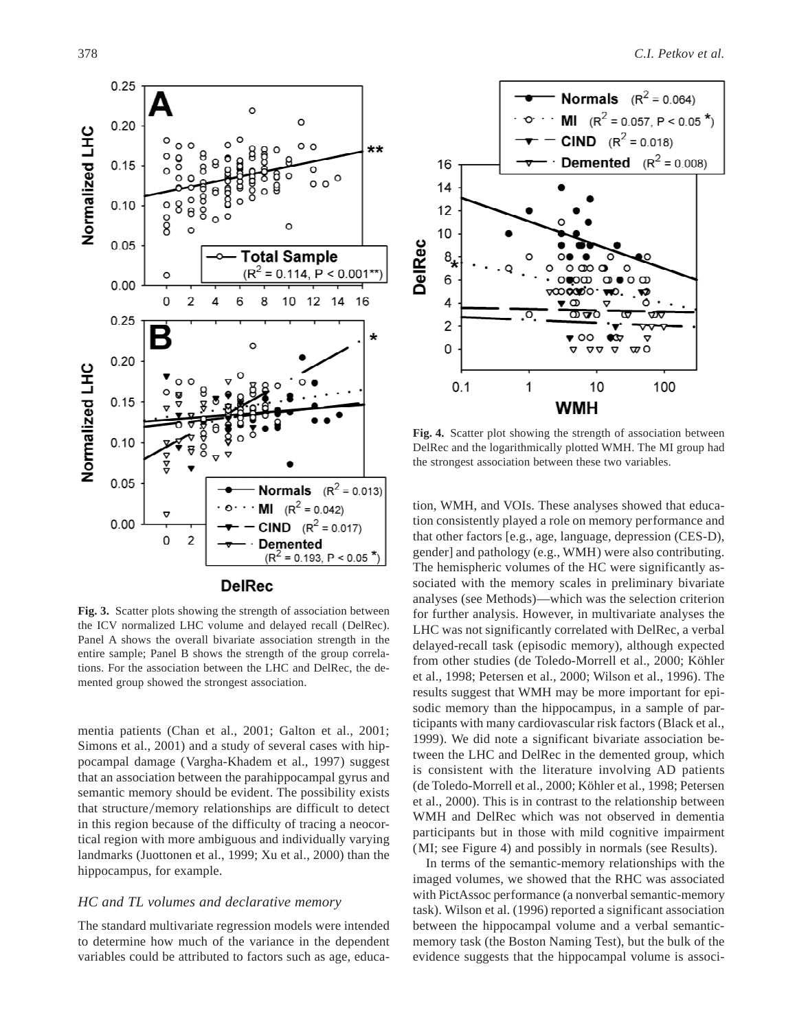**Fig. 3.** Scatter plots showing the strength of association between the ICV normalized LHC volume and delayed recall (DelRec). Panel A shows the overall bivariate association strength in the entire sample; Panel B shows the strength of the group correlations. For the association between the LHC and DelRec, the demented group showed the strongest association.

**Fig. 4.** Scatter plot showing the strength of association between DelRec and the logarithmically plotted WMH. The MI group had the strongest association between these two variables.

mentia patients (Chan et al., 2001; Galton et al., 2001; Simons et al., 2001) and a study of several cases with hippocampal damage (Vargha-Khadem et al., 1997) suggest that an association between the parahippocampal gyrus and semantic memory should be evident. The possibility exists that structure/memory relationships are difficult to detect in this region because of the difficulty of tracing a neocortical region with more ambiguous and individually varying landmarks (Juottonen et al., 1999; Xu et al., 2000) than the hippocampus, for example.

### *HC and TL volumes and declarative memory*

The standard multivariate regression models were intended to determine how much of the variance in the dependent variables could be attributed to factors such as age, education, WMH, and VOIs. These analyses showed that education consistently played a role on memory performance and that other factors [e.g., age, language, depression (CES-D), gender] and pathology (e.g., WMH) were also contributing. The hemispheric volumes of the HC were significantly associated with the memory scales in preliminary bivariate analyses (see Methods)—which was the selection criterion for further analysis. However, in multivariate analyses the LHC was not significantly correlated with DelRec, a verbal delayed-recall task (episodic memory), although expected from other studies (de Toledo-Morrell et al., 2000; Köhler et al., 1998; Petersen et al., 2000; Wilson et al., 1996). The results suggest that WMH may be more important for episodic memory than the hippocampus, in a sample of participants with many cardiovascular risk factors (Black et al., 1999). We did note a significant bivariate association between the LHC and DelRec in the demented group, which is consistent with the literature involving AD patients (de Toledo-Morrell et al., 2000; Köhler et al., 1998; Petersen et al., 2000). This is in contrast to the relationship between WMH and DelRec which was not observed in dementia participants but in those with mild cognitive impairment (MI; see Figure 4) and possibly in normals (see Results).

In terms of the semantic-memory relationships with the imaged volumes, we showed that the RHC was associated with PictAssoc performance (a nonverbal semantic-memory task). Wilson et al. (1996) reported a significant association between the hippocampal volume and a verbal semantic-memory task (the Boston Naming Test), but the bulk of the evidence suggests that the hippocampal volume is associ-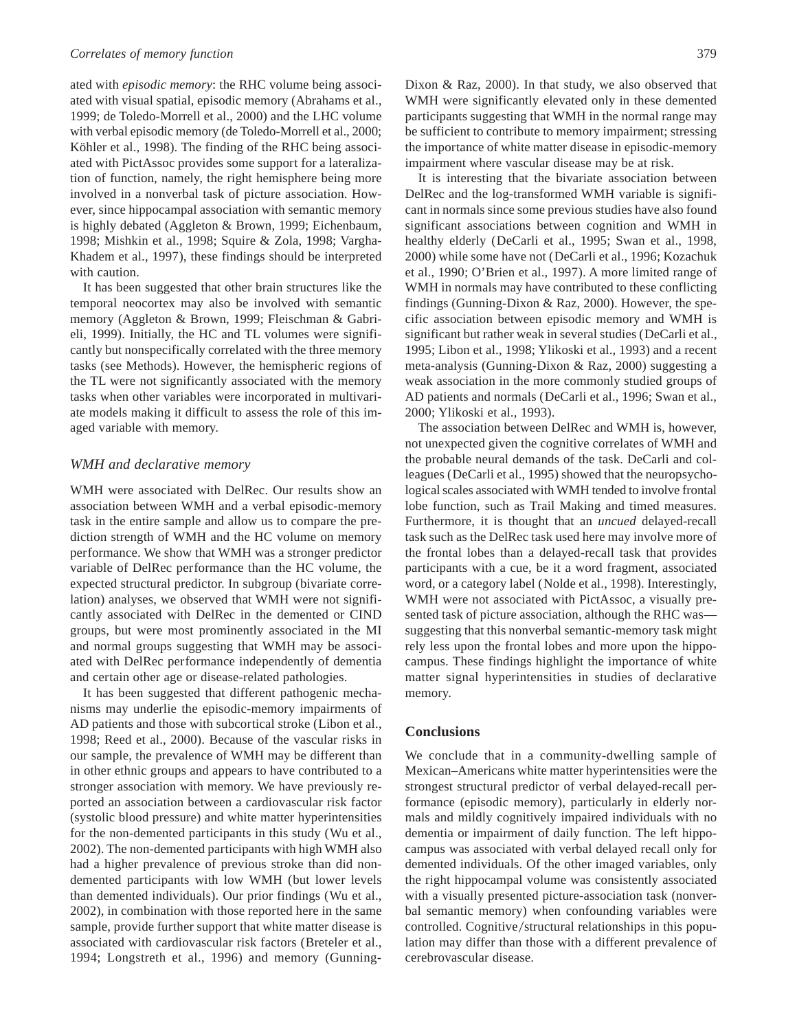ated with *episodic memory*: the RHC volume being associated with visual spatial, episodic memory (Abrahams et al., 1999; de Toledo-Morrell et al., 2000) and the LHC volume with verbal episodic memory (de Toledo-Morrell et al., 2000; Köhler et al., 1998). The finding of the RHC being associated with PictAssoc provides some support for a lateralization of function, namely, the right hemisphere being more involved in a nonverbal task of picture association. However, since hippocampal association with semantic memory is highly debated (Aggleton & Brown, 1999; Eichenbaum, 1998; Mishkin et al., 1998; Squire & Zola, 1998; Vargha-Khadem et al., 1997), these findings should be interpreted with caution.

It has been suggested that other brain structures like the temporal neocortex may also be involved with semantic memory (Aggleton & Brown, 1999; Fleischman & Gabrieli, 1999). Initially, the HC and TL volumes were significantly but nonspecifically correlated with the three memory tasks (see Methods). However, the hemispheric regions of the TL were not significantly associated with the memory tasks when other variables were incorporated in multivariate models making it difficult to assess the role of this imaged variable with memory.

### *WMH and declarative memory*

WMH were associated with DelRec. Our results show an association between WMH and a verbal episodic-memory task in the entire sample and allow us to compare the prediction strength of WMH and the HC volume on memory performance. We show that WMH was a stronger predictor variable of DelRec performance than the HC volume, the expected structural predictor. In subgroup (bivariate correlation) analyses, we observed that WMH were not significantly associated with DelRec in the demented or CIND groups, but were most prominently associated in the MI and normal groups suggesting that WMH may be associated with DelRec performance independently of dementia and certain other age or disease-related pathologies.

It has been suggested that different pathogenic mechanisms may underlie the episodic-memory impairments of AD patients and those with subcortical stroke (Libon et al., 1998; Reed et al., 2000). Because of the vascular risks in our sample, the prevalence of WMH may be different than in other ethnic groups and appears to have contributed to a stronger association with memory. We have previously reported an association between a cardiovascular risk factor (systolic blood pressure) and white matter hyperintensities for the non-demented participants in this study (Wu et al., 2002). The non-demented participants with high WMH also had a higher prevalence of previous stroke than did non-demented participants with low WMH (but lower levels than demented individuals). Our prior findings (Wu et al., 2002), in combination with those reported here in the same sample, provide further support that white matter disease is associated with cardiovascular risk factors (Breteler et al., 1994; Longstreth et al., 1996) and memory (Gunning-Dixon & Raz, 2000). In that study, we also observed that WMH were significantly elevated only in these demented participants suggesting that WMH in the normal range may be sufficient to contribute to memory impairment; stressing the importance of white matter disease in episodic-memory impairment where vascular disease may be at risk.

It is interesting that the bivariate association between DelRec and the log-transformed WMH variable is significant in normals since some previous studies have also found significant associations between cognition and WMH in healthy elderly (DeCarli et al., 1995; Swan et al., 1998, 2000) while some have not (DeCarli et al., 1996; Kozachuk et al., 1990; O'Brien et al., 1997). A more limited range of WMH in normals may have contributed to these conflicting findings (Gunning-Dixon & Raz, 2000). However, the specific association between episodic memory and WMH is significant but rather weak in several studies (DeCarli et al., 1995; Libon et al., 1998; Ylikoski et al., 1993) and a recent meta-analysis (Gunning-Dixon & Raz, 2000) suggesting a weak association in the more commonly studied groups of AD patients and normals (DeCarli et al., 1996; Swan et al., 2000; Ylikoski et al., 1993).

The association between DelRec and WMH is, however, not unexpected given the cognitive correlates of WMH and the probable neural demands of the task. DeCarli and colleagues (DeCarli et al., 1995) showed that the neuropsychological scales associated with WMH tended to involve frontal lobe function, such as Trail Making and timed measures. Furthermore, it is thought that an *uncued* delayed-recall task such as the DelRec task used here may involve more of the frontal lobes than a delayed-recall task that provides participants with a cue, be it a word fragment, associated word, or a category label (Nolde et al., 1998). Interestingly, WMH were not associated with PictAssoc, a visually presented task of picture association, although the RHC was—suggesting that this nonverbal semantic-memory task might rely less upon the frontal lobes and more upon the hippocampus. These findings highlight the importance of white matter signal hyperintensities in studies of declarative memory.

## **Conclusions**

We conclude that in a community-dwelling sample of Mexican–Americans white matter hyperintensities were the strongest structural predictor of verbal delayed-recall performance (episodic memory), particularly in elderly normals and mildly cognitively impaired individuals with no dementia or impairment of daily function. The left hippocampus was associated with verbal delayed recall only for demented individuals. Of the other imaged variables, only the right hippocampal volume was consistently associated with a visually presented picture-association task (nonverbal semantic memory) when confounding variables were controlled. Cognitive/structural relationships in this population may differ than those with a different prevalence of cerebrovascular disease.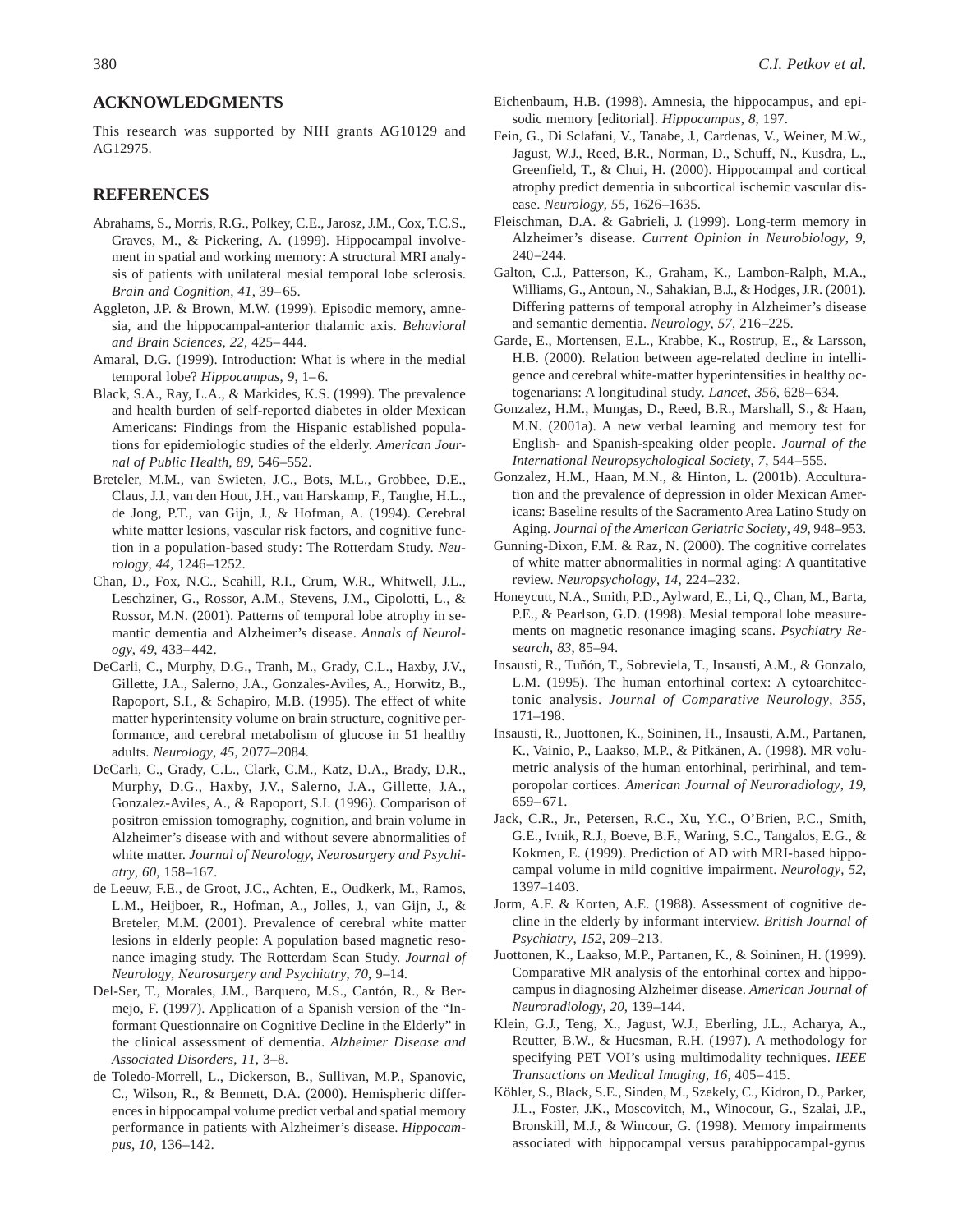## ACKNOWLEDGMENTS

This research was supported by NIH grants AG10129 and AG12975.

## REFERENCES

Abrahams, S., Morris, R.G., Polkey, C.E., Jarosz, J.M., Cox, T.C.S., Graves, M., & Pickering, A. (1999). Hippocampal involvement in spatial and working memory: A structural MRI analysis of patients with unilateral mesial temporal lobe sclerosis. *Brain and Cognition*, *41*, 39–65.

Aggleton, J.P. & Brown, M.W. (1999). Episodic memory, amnesia, and the hippocampal-anterior thalamic axis. *Behavioral and Brain Sciences*, *22*, 425–444.

Amaral, D.G. (1999). Introduction: What is where in the medial temporal lobe? *Hippocampus*, *9*, 1–6.

Black, S.A., Ray, L.A., & Markides, K.S. (1999). The prevalence and health burden of self-reported diabetes in older Mexican Americans: Findings from the Hispanic established populations for epidemiologic studies of the elderly. *American Journal of Public Health*, *89*, 546–552.

Breteler, M.M., van Swieten, J.C., Bots, M.L., Grobbee, D.E., Claus, J.J., van den Hout, J.H., van Harskamp, F., Tanghe, H.L., de Jong, P.T., van Gijn, J., & Hofman, A. (1994). Cerebral white matter lesions, vascular risk factors, and cognitive function in a population-based study: The Rotterdam Study. *Neurology*, *44*, 1246–1252.

Chan, D., Fox, N.C., Scahill, R.I., Crum, W.R., Whitwell, J.L., Leschziner, G., Rossor, A.M., Stevens, J.M., Cipolotti, L., & Rossor, M.N. (2001). Patterns of temporal lobe atrophy in semantic dementia and Alzheimer's disease. *Annals of Neurology*, *49*, 433–442.

DeCarli, C., Murphy, D.G., Tranh, M., Grady, C.L., Haxby, J.V., Gillette, J.A., Salerno, J.A., Gonzales-Aviles, A., Horwitz, B., Rapoport, S.I., & Schapiro, M.B. (1995). The effect of white matter hyperintensity volume on brain structure, cognitive performance, and cerebral metabolism of glucose in 51 healthy adults. *Neurology*, *45*, 2077–2084.

DeCarli, C., Grady, C.L., Clark, C.M., Katz, D.A., Brady, D.R., Murphy, D.G., Haxby, J.V., Salerno, J.A., Gillette, J.A., Gonzalez-Aviles, A., & Rapoport, S.I. (1996). Comparison of positron emission tomography, cognition, and brain volume in Alzheimer's disease with and without severe abnormalities of white matter. *Journal of Neurology, Neurosurgery and Psychiatry*, *60*, 158–167.

de Leeuw, F.E., de Groot, J.C., Achten, E., Oudkerk, M., Ramos, L.M., Heijboer, R., Hofman, A., Jolles, J., van Gijn, J., & Breteler, M.M. (2001). Prevalence of cerebral white matter lesions in elderly people: A population based magnetic resonance imaging study. The Rotterdam Scan Study. *Journal of Neurology, Neurosurgery and Psychiatry*, *70*, 9–14.

Del-Ser, T., Morales, J.M., Barquero, M.S., Cantón, R., & Bermejo, F. (1997). Application of a Spanish version of the "Informant Questionnaire on Cognitive Decline in the Elderly" in the clinical assessment of dementia. *Alzheimer Disease and Associated Disorders*, *11*, 3–8.

de Toledo-Morrell, L., Dickerson, B., Sullivan, M.P., Spanovic, C., Wilson, R., & Bennett, D.A. (2000). Hemispheric differences in hippocampal volume predict verbal and spatial memory performance in patients with Alzheimer's disease. *Hippocampus*, *10*, 136–142.

Eichenbaum, H.B. (1998). Amnesia, the hippocampus, and episodic memory [editorial]. *Hippocampus*, *8*, 197.

Fein, G., Di Sclafani, V., Tanabe, J., Cardenas, V., Weiner, M.W., Jagust, W.J., Reed, B.R., Norman, D., Schuff, N., Kusdra, L., Greenfield, T., & Chui, H. (2000). Hippocampal and cortical atrophy predict dementia in subcortical ischemic vascular disease. *Neurology*, *55*, 1626–1635.

Fleischman, D.A. & Gabrieli, J. (1999). Long-term memory in Alzheimer's disease. *Current Opinion in Neurobiology*, *9*, 240–244.

Galton, C.J., Patterson, K., Graham, K., Lambon-Ralph, M.A., Williams, G., Antoun, N., Sahakian, B.J., & Hodges, J.R. (2001). Differing patterns of temporal atrophy in Alzheimer's disease and semantic dementia. *Neurology*, *57*, 216–225.

Garde, E., Mortensen, E.L., Krabbe, K., Rostrup, E., & Larsson, H.B. (2000). Relation between age-related decline in intelligence and cerebral white-matter hyperintensities in healthy octogenarians: A longitudinal study. *Lancet*, *356*, 628–634.

Gonzalez, H.M., Mungas, D., Reed, B.R., Marshall, S., & Haan, M.N. (2001a). A new verbal learning and memory test for English- and Spanish-speaking older people. *Journal of the International Neuropsychological Society*, *7*, 544–555.

Gonzalez, H.M., Haan, M.N., & Hinton, L. (2001b). Acculturation and the prevalence of depression in older Mexican Americans: Baseline results of the Sacramento Area Latino Study on Aging. *Journal of the American Geriatric Society*, *49*, 948–953.

Gunning-Dixon, F.M. & Raz, N. (2000). The cognitive correlates of white matter abnormalities in normal aging: A quantitative review. *Neuropsychology*, *14*, 224–232.

Honeycutt, N.A., Smith, P.D., Aylward, E., Li, Q., Chan, M., Barta, P.E., & Pearlson, G.D. (1998). Mesial temporal lobe measurements on magnetic resonance imaging scans. *Psychiatry Research*, *83*, 85–94.

Insausti, R., Tuñón, T., Sobreviela, T., Insausti, A.M., & Gonzalo, L.M. (1995). The human entorhinal cortex: A cytoarchitectonic analysis. *Journal of Comparative Neurology*, *355*, 171–198.

Insausti, R., Juottonen, K., Soininen, H., Insausti, A.M., Partanen, K., Vainio, P., Laakso, M.P., & Pitkänen, A. (1998). MR volumetric analysis of the human entorhinal, perirhinal, and temporopolar cortices. *American Journal of Neuroradiology*, *19*, 659–671.

Jack, C.R., Jr., Petersen, R.C., Xu, Y.C., O'Brien, P.C., Smith, G.E., Ivnik, R.J., Boeve, B.F., Waring, S.C., Tangalos, E.G., & Kokmen, E. (1999). Prediction of AD with MRI-based hippocampal volume in mild cognitive impairment. *Neurology*, *52*, 1397–1403.

Jorm, A.F. & Korten, A.E. (1988). Assessment of cognitive decline in the elderly by informant interview. *British Journal of Psychiatry*, *152*, 209–213.

Juottonen, K., Laakso, M.P., Partanen, K., & Soininen, H. (1999). Comparative MR analysis of the entorhinal cortex and hippocampus in diagnosing Alzheimer disease. *American Journal of Neuroradiology*, *20*, 139–144.

Klein, G.J., Teng, X., Jagust, W.J., Eberling, J.L., Acharya, A., Reutter, B.W., & Huesman, R.H. (1997). A methodology for specifying PET VOI's using multimodality techniques. *IEEE Transactions on Medical Imaging*, *16*, 405–415.

Köhler, S., Black, S.E., Sinden, M., Szekely, C., Kidron, D., Parker, J.L., Foster, J.K., Moscovitch, M., Winocour, G., Szalai, J.P., Bronskill, M.J., & Wincour, G. (1998). Memory impairments associated with hippocampal versus parahippocampal-gyrus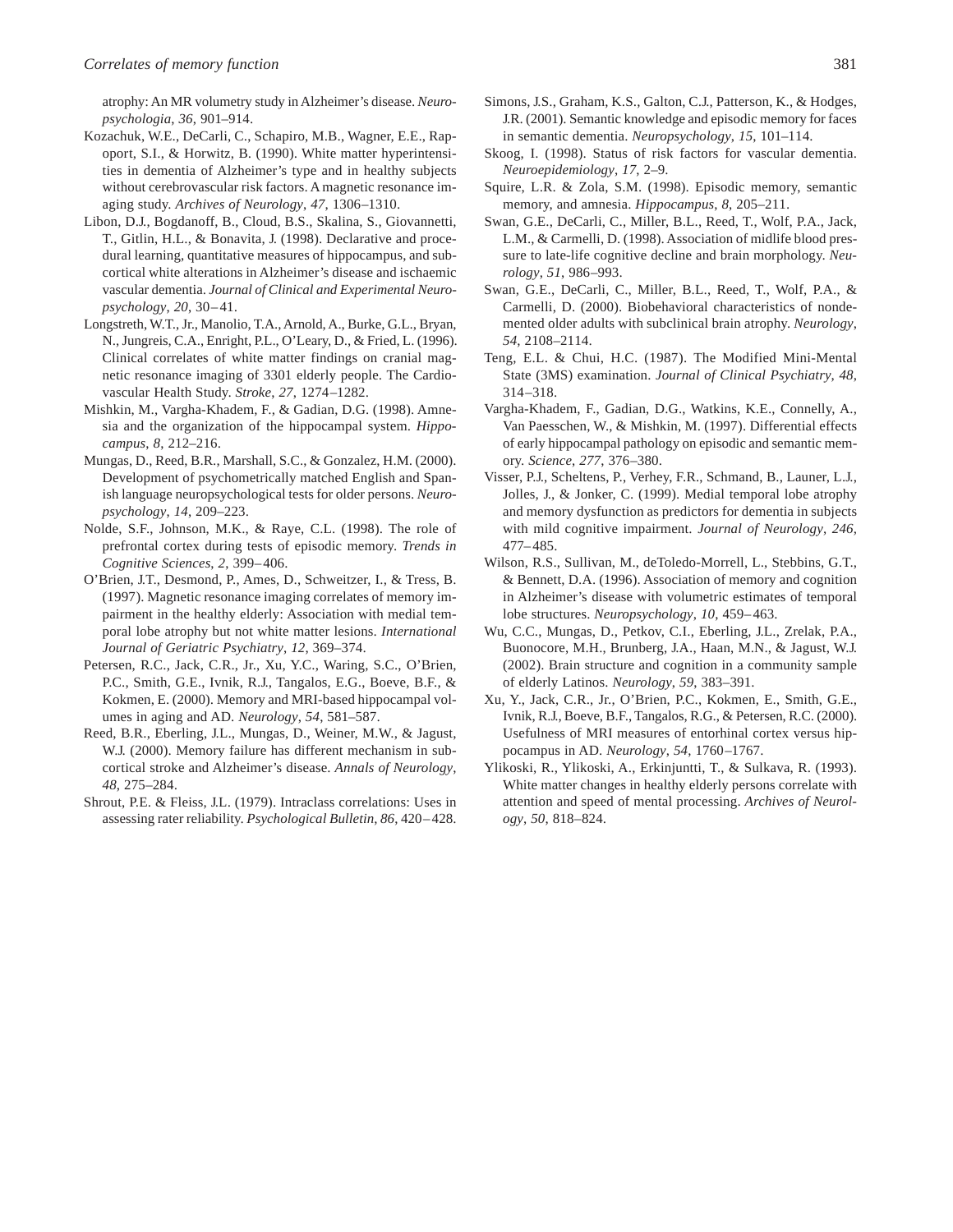atrophy: An MR volumetry study in Alzheimer's disease. *Neuropsychologia*, *36*, 901–914.

Kozachuk, W.E., DeCarli, C., Schapiro, M.B., Wagner, E.E., Rapoport, S.I., & Horwitz, B. (1990). White matter hyperintensities in dementia of Alzheimer's type and in healthy subjects without cerebrovascular risk factors. A magnetic resonance imaging study. *Archives of Neurology*, *47*, 1306–1310.

Libon, D.J., Bogdanoff, B., Cloud, B.S., Skalina, S., Giovannetti, T., Gitlin, H.L., & Bonavita, J. (1998). Declarative and procedural learning, quantitative measures of hippocampus, and subcortical white alterations in Alzheimer's disease and ischaemic vascular dementia. *Journal of Clinical and Experimental Neuropsychology*, *20*, 30–41.

Longstreth, W.T., Jr., Manolio, T.A., Arnold, A., Burke, G.L., Bryan, N., Jungreis, C.A., Enright, P.L., O'Leary, D., & Fried, L. (1996). Clinical correlates of white matter findings on cranial magnetic resonance imaging of 3301 elderly people. The Cardiovascular Health Study. *Stroke*, *27*, 1274–1282.

Mishkin, M., Vargha-Khadem, F., & Gadian, D.G. (1998). Amnesia and the organization of the hippocampal system. *Hippocampus*, *8*, 212–216.

Mungas, D., Reed, B.R., Marshall, S.C., & Gonzalez, H.M. (2000). Development of psychometrically matched English and Spanish language neuropsychological tests for older persons. *Neuropsychology*, *14*, 209–223.

Nolde, S.F., Johnson, M.K., & Raye, C.L. (1998). The role of prefrontal cortex during tests of episodic memory. *Trends in Cognitive Sciences*, *2*, 399–406.

O'Brien, J.T., Desmond, P., Ames, D., Schweitzer, I., & Tress, B. (1997). Magnetic resonance imaging correlates of memory impairment in the healthy elderly: Association with medial temporal lobe atrophy but not white matter lesions. *International Journal of Geriatric Psychiatry*, *12*, 369–374.

Petersen, R.C., Jack, C.R., Jr., Xu, Y.C., Waring, S.C., O'Brien, P.C., Smith, G.E., Ivnik, R.J., Tangalos, E.G., Boeve, B.F., & Kokmen, E. (2000). Memory and MRI-based hippocampal volumes in aging and AD. *Neurology*, *54*, 581–587.

Reed, B.R., Eberling, J.L., Mungas, D., Weiner, M.W., & Jagust, W.J. (2000). Memory failure has different mechanism in subcortical stroke and Alzheimer's disease. *Annals of Neurology*, *48*, 275–284.

Shrout, P.E. & Fleiss, J.L. (1979). Intraclass correlations: Uses in assessing rater reliability. *Psychological Bulletin*, *86*, 420–428.

Simons, J.S., Graham, K.S., Galton, C.J., Patterson, K., & Hodges, J.R. (2001). Semantic knowledge and episodic memory for faces in semantic dementia. *Neuropsychology*, *15*, 101–114.

Skoog, I. (1998). Status of risk factors for vascular dementia. *Neuroepidemiology*, *17*, 2–9.

Squire, L.R. & Zola, S.M. (1998). Episodic memory, semantic memory, and amnesia. *Hippocampus*, *8*, 205–211.

Swan, G.E., DeCarli, C., Miller, B.L., Reed, T., Wolf, P.A., Jack, L.M., & Carmelli, D. (1998). Association of midlife blood pressure to late-life cognitive decline and brain morphology. *Neurology*, *51*, 986–993.

Swan, G.E., DeCarli, C., Miller, B.L., Reed, T., Wolf, P.A., & Carmelli, D. (2000). Biobehavioral characteristics of nondemented older adults with subclinical brain atrophy. *Neurology*, *54*, 2108–2114.

Teng, E.L. & Chui, H.C. (1987). The Modified Mini-Mental State (3MS) examination. *Journal of Clinical Psychiatry*, *48*, 314–318.

Vargha-Khadem, F., Gadian, D.G., Watkins, K.E., Connelly, A., Van Paesschen, W., & Mishkin, M. (1997). Differential effects of early hippocampal pathology on episodic and semantic memory. *Science*, *277*, 376–380.

Visser, P.J., Scheltens, P., Verhey, F.R., Schmand, B., Launer, L.J., Jolles, J., & Jonker, C. (1999). Medial temporal lobe atrophy and memory dysfunction as predictors for dementia in subjects with mild cognitive impairment. *Journal of Neurology*, *246*, 477–485.

Wilson, R.S., Sullivan, M., deToledo-Morrell, L., Stebbins, G.T., & Bennett, D.A. (1996). Association of memory and cognition in Alzheimer's disease with volumetric estimates of temporal lobe structures. *Neuropsychology*, *10*, 459–463.

Wu, C.C., Mungas, D., Petkov, C.I., Eberling, J.L., Zrelak, P.A., Buonocore, M.H., Brunberg, J.A., Haan, M.N., & Jagust, W.J. (2002). Brain structure and cognition in a community sample of elderly Latinos. *Neurology*, *59*, 383–391.

Xu, Y., Jack, C.R., Jr., O'Brien, P.C., Kokmen, E., Smith, G.E., Ivnik, R.J., Boeve, B.F., Tangalos, R.G., & Petersen, R.C. (2000). Usefulness of MRI measures of entorhinal cortex versus hippocampus in AD. *Neurology*, *54*, 1760–1767.

Ylikoski, R., Ylikoski, A., Erkinjuntti, T., & Sulkava, R. (1993). White matter changes in healthy elderly persons correlate with attention and speed of mental processing. *Archives of Neurology*, *50*, 818–824.